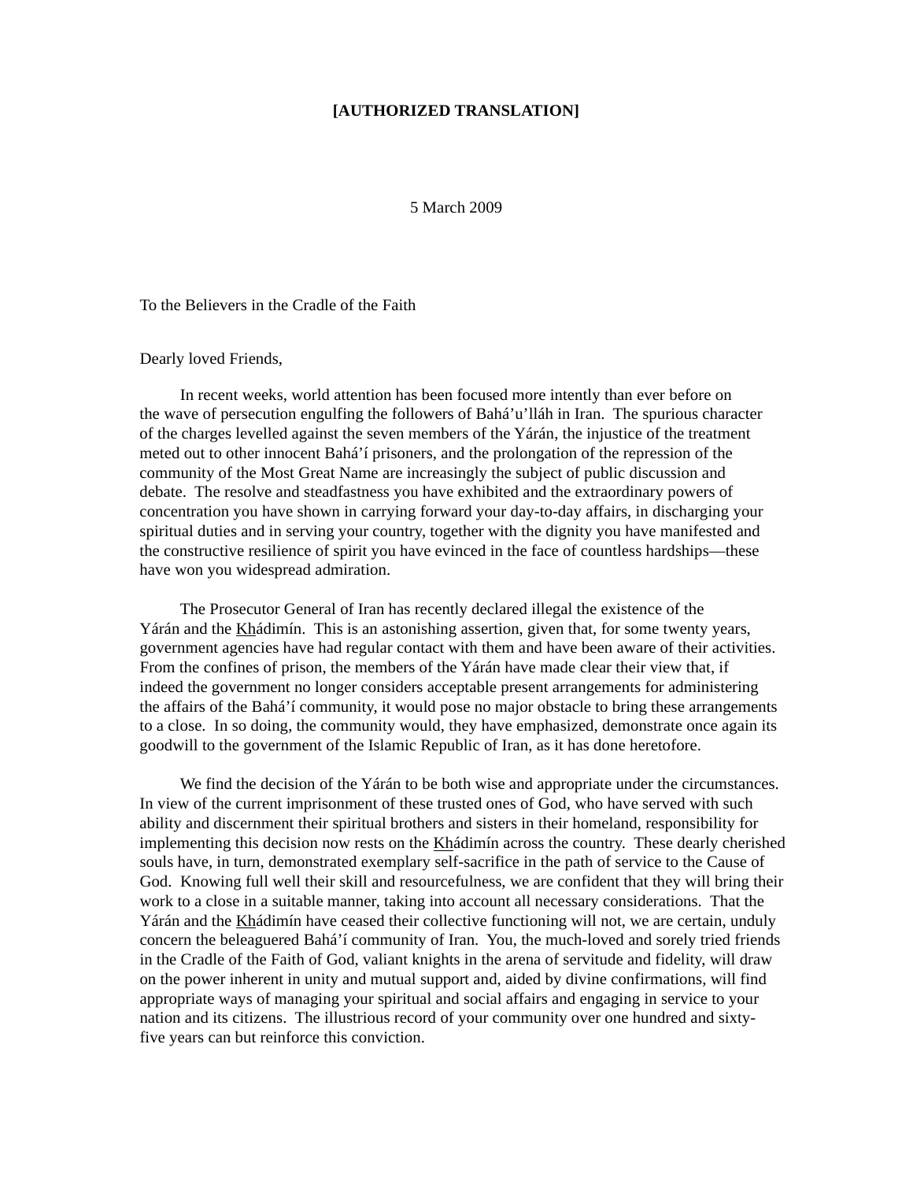**[AUTHORIZED TRANSLATION]**

5 March 2009

To the Believers in the Cradle of the Faith

Dearly loved Friends,

In recent weeks, world attention has been focused more intently than ever before on the wave of persecution engulfing the followers of Bahá'u'lláh in Iran. The spurious character of the charges levelled against the seven members of the Yárán, the injustice of the treatment meted out to other innocent Bahá'í prisoners, and the prolongation of the repression of the community of the Most Great Name are increasingly the subject of public discussion and debate. The resolve and steadfastness you have exhibited and the extraordinary powers of concentration you have shown in carrying forward your day-to-day affairs, in discharging your spiritual duties and in serving your country, together with the dignity you have manifested and the constructive resilience of spirit you have evinced in the face of countless hardships—these have won you widespread admiration.

The Prosecutor General of Iran has recently declared illegal the existence of the Yárán and the Khádimín. This is an astonishing assertion, given that, for some twenty years, government agencies have had regular contact with them and have been aware of their activities. From the confines of prison, the members of the Yárán have made clear their view that, if indeed the government no longer considers acceptable present arrangements for administering the affairs of the Bahá'í community, it would pose no major obstacle to bring these arrangements to a close. In so doing, the community would, they have emphasized, demonstrate once again its goodwill to the government of the Islamic Republic of Iran, as it has done heretofore.

We find the decision of the Yárán to be both wise and appropriate under the circumstances. In view of the current imprisonment of these trusted ones of God, who have served with such ability and discernment their spiritual brothers and sisters in their homeland, responsibility for implementing this decision now rests on the Khádimín across the country. These dearly cherished souls have, in turn, demonstrated exemplary self-sacrifice in the path of service to the Cause of God. Knowing full well their skill and resourcefulness, we are confident that they will bring their work to a close in a suitable manner, taking into account all necessary considerations. That the Yárán and the Khádimín have ceased their collective functioning will not, we are certain, unduly concern the beleaguered Bahá'í community of Iran. You, the much-loved and sorely tried friends in the Cradle of the Faith of God, valiant knights in the arena of servitude and fidelity, will draw on the power inherent in unity and mutual support and, aided by divine confirmations, will find appropriate ways of managing your spiritual and social affairs and engaging in service to your nation and its citizens. The illustrious record of your community over one hundred and sixty-five years can but reinforce this conviction.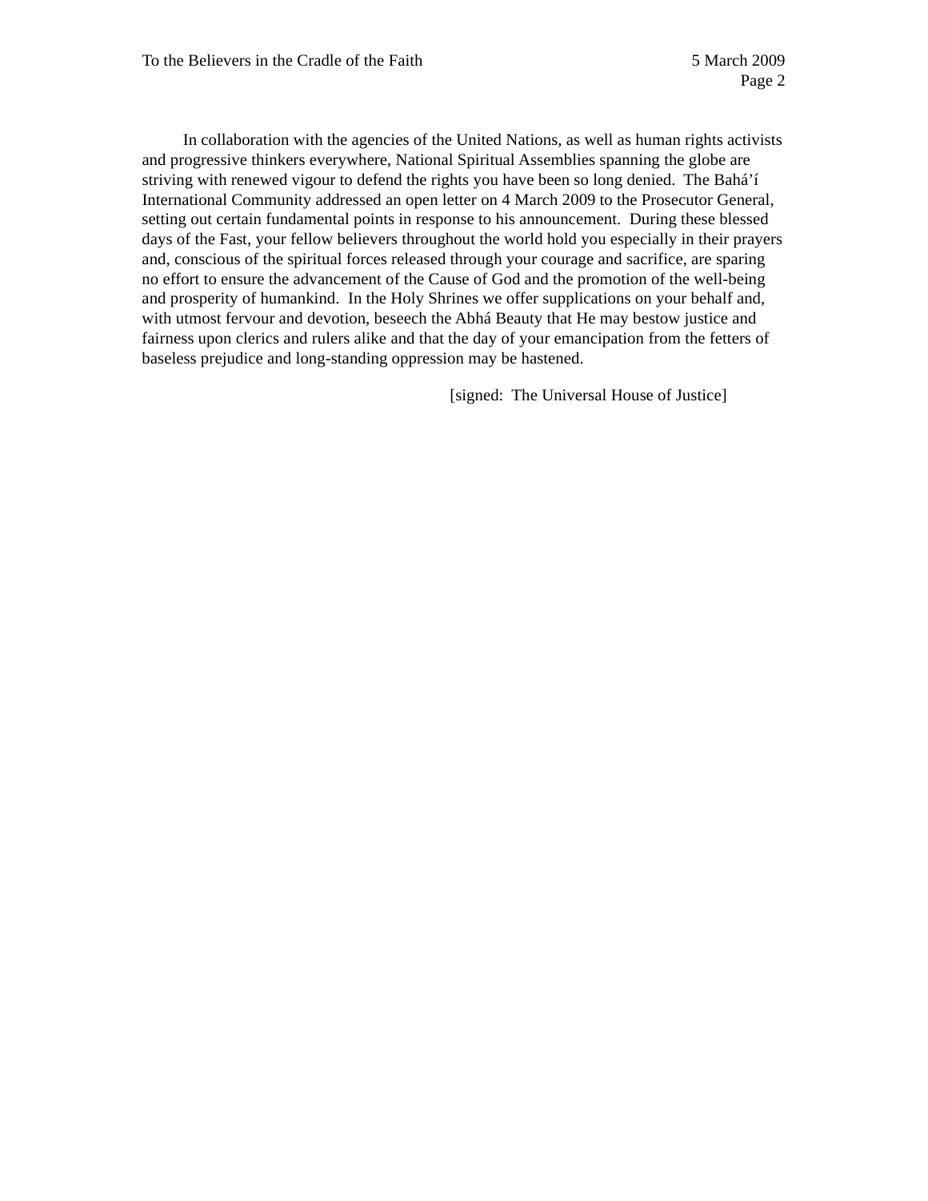In collaboration with the agencies of the United Nations, as well as human rights activists and progressive thinkers everywhere, National Spiritual Assemblies spanning the globe are striving with renewed vigour to defend the rights you have been so long denied. The Bahá'í International Community addressed an open letter on 4 March 2009 to the Prosecutor General, setting out certain fundamental points in response to his announcement. During these blessed days of the Fast, your fellow believers throughout the world hold you especially in their prayers and, conscious of the spiritual forces released through your courage and sacrifice, are sparing no effort to ensure the advancement of the Cause of God and the promotion of the well-being and prosperity of humankind. In the Holy Shrines we offer supplications on your behalf and, with utmost fervour and devotion, beseech the Abhá Beauty that He may bestow justice and fairness upon clerics and rulers alike and that the day of your emancipation from the fetters of baseless prejudice and long-standing oppression may be hastened.

[signed: The Universal House of Justice]